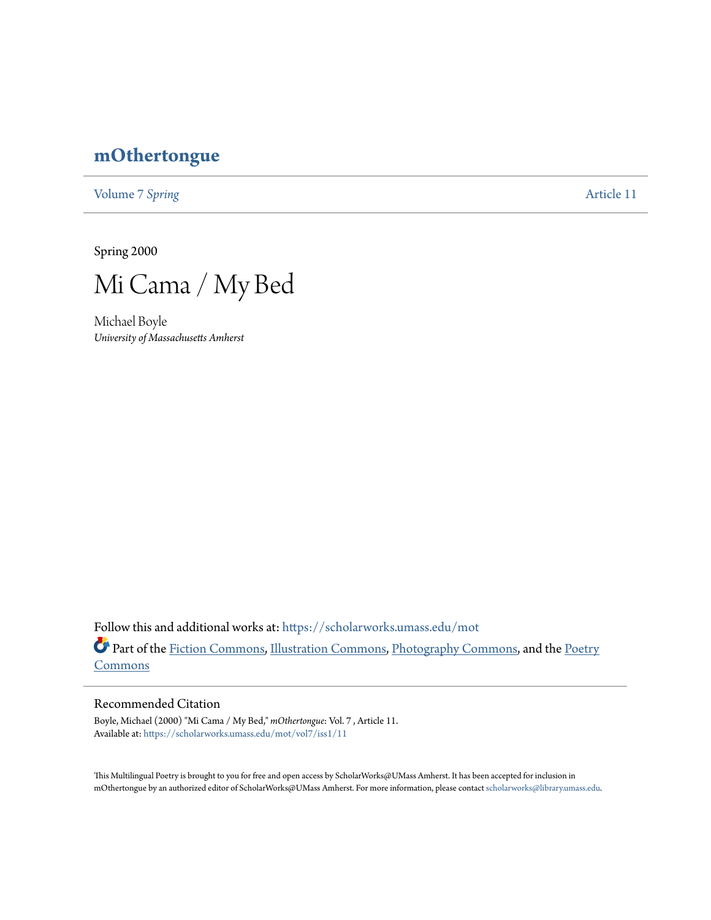# mOthertongue

Volume 7 *Spring* Article 11

Spring 2000

# Mi Cama / My Bed

Michael Boyle
*University of Massachusetts Amherst*

Follow this and additional works at: https://scholarworks.umass.edu/mot

Part of the Fiction Commons, Illustration Commons, Photography Commons, and the Poetry Commons

## Recommended Citation

Boyle, Michael (2000) "Mi Cama / My Bed," *mOthertongue*: Vol. 7 , Article 11.
Available at: https://scholarworks.umass.edu/mot/vol7/iss1/11

This Multilingual Poetry is brought to you for free and open access by ScholarWorks@UMass Amherst. It has been accepted for inclusion in mOthertongue by an authorized editor of ScholarWorks@UMass Amherst. For more information, please contact scholarworks@library.umass.edu.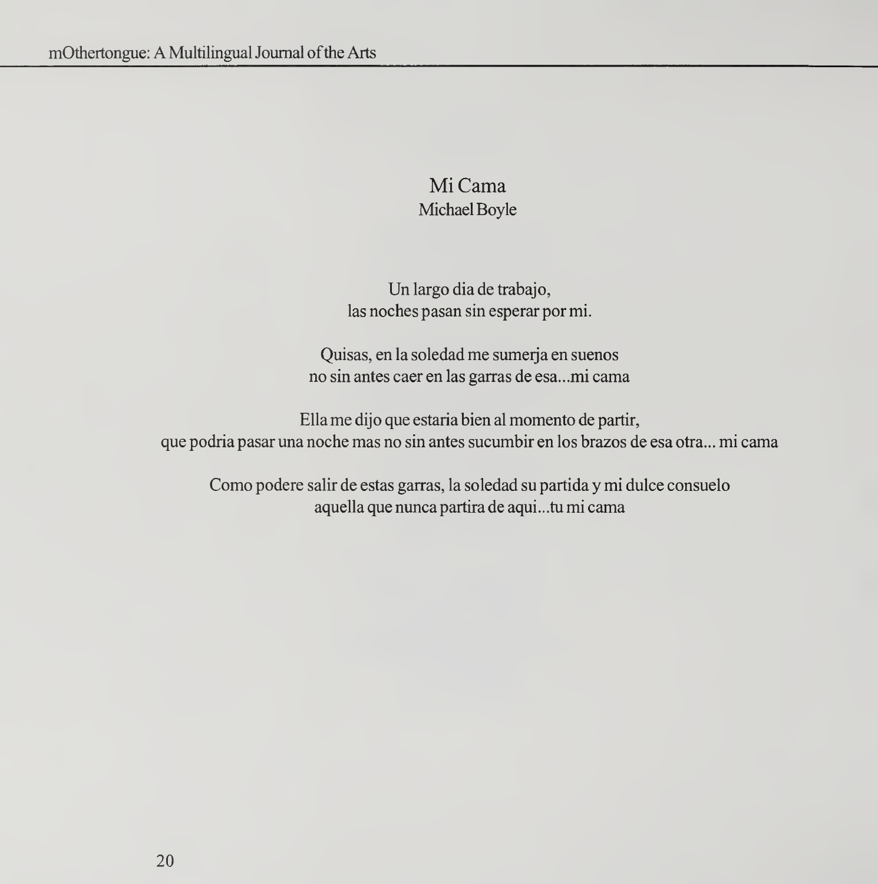# Mi Cama

Michael Boyle

Un largo dia de trabajo,
las noches pasan sin esperar por mi.

Quisas, en la soledad me sumerja en suenos
no sin antes caer en las garras de esa...mi cama

Ella me dijo que estaria bien al momento de partir,
que podria pasar una noche mas no sin antes sucumbir en los brazos de esa otra... mi cama

Como podere salir de estas garras, la soledad su partida y mi dulce consuelo
aquella que nunca partira de aqui...tu mi cama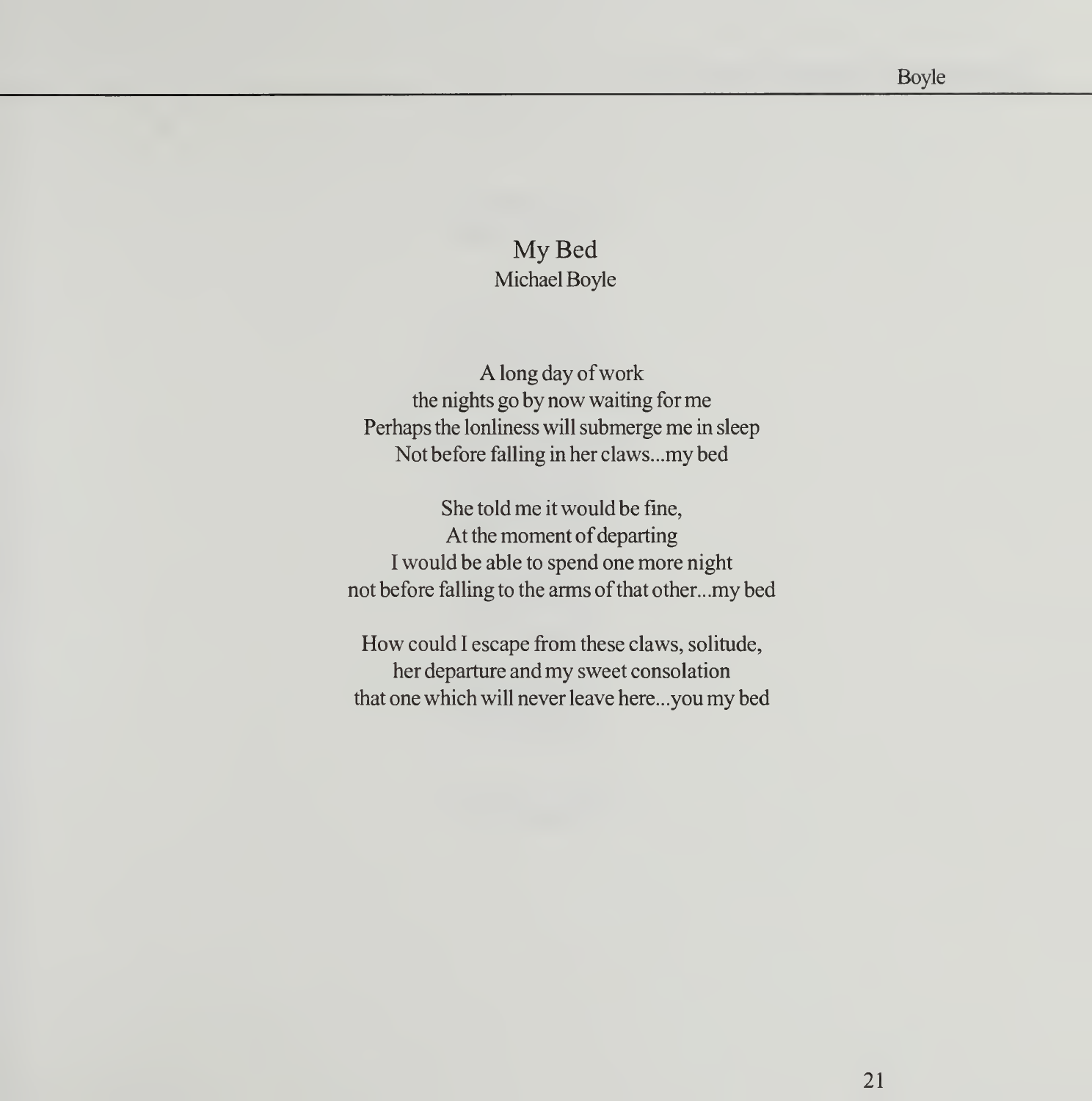# My Bed

Michael Boyle

A long day of work
the nights go by now waiting for me
Perhaps the lonliness will submerge me in sleep
Not before falling in her claws...my bed

She told me it would be fine,
At the moment of departing
I would be able to spend one more night
not before falling to the arms of that other...my bed

How could I escape from these claws, solitude,
her departure and my sweet consolation
that one which will never leave here...you my bed